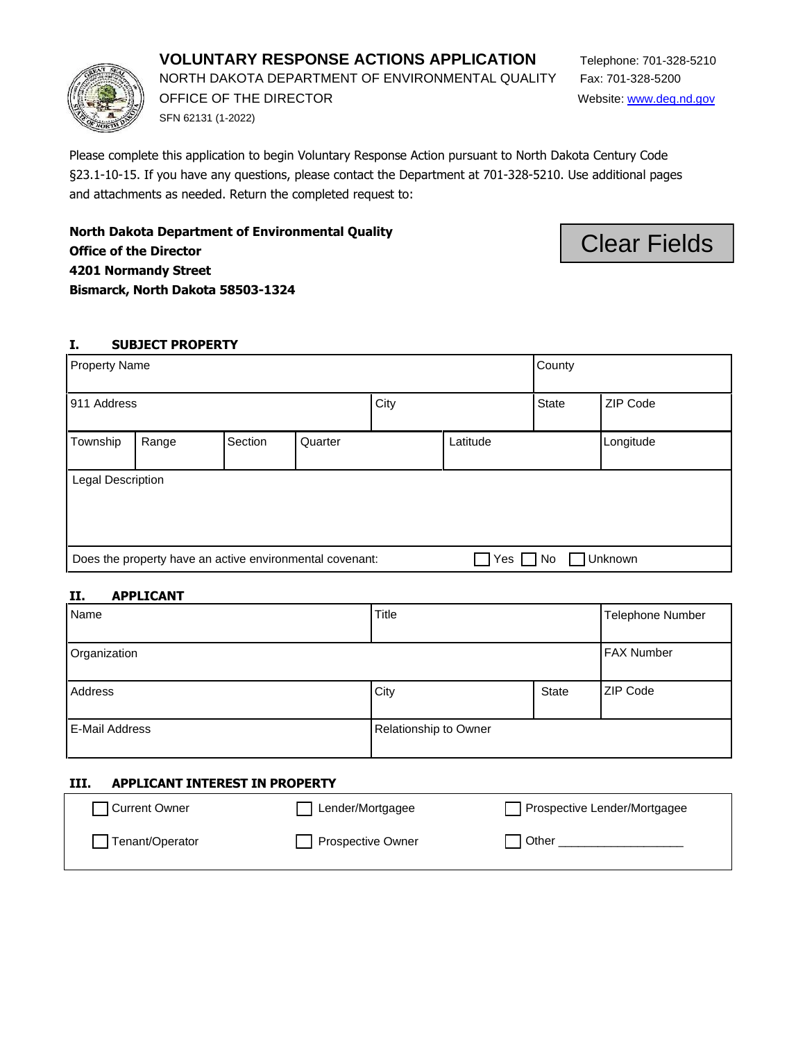# VOLUNTARY RESPONSE ACTIONS APPLICATION

NORTH DAKOTA DEPARTMENT OF ENVIRONMENTAL QUALITY
OFFICE OF THE DIRECTOR
SFN 62131 (1-2022)

Telephone: 701-328-5210
Fax: 701-328-5200
Website: www.deq.nd.gov

Please complete this application to begin Voluntary Response Action pursuant to North Dakota Century Code §23.1-10-15. If you have any questions, please contact the Department at 701-328-5210. Use additional pages and attachments as needed. Return the completed request to:

**North Dakota Department of Environmental Quality**
**Office of the Director**
**4201 Normandy Street**
**Bismarck, North Dakota 58503-1324**

Clear Fields

## I. SUBJECT PROPERTY

| Property Name | | | | | County | |
|---|---|---|---|---|---|---|
| 911 Address | | | City | | State | ZIP Code |
| Township | Range | Section | Quarter | Latitude | | Longitude |
| Legal Description | | | | | | |
| Does the property have an active environmental covenant: | | | | ☐ Yes ☐ No ☐ Unknown | | |

## II. APPLICANT

| Name | Title | | Telephone Number |
|---|---|---|---|
| Organization | | | FAX Number |
| Address | City | State | ZIP Code |
| E-Mail Address | Relationship to Owner | | |

## III. APPLICANT INTEREST IN PROPERTY

☐ Current Owner ☐ Lender/Mortgagee ☐ Prospective Lender/Mortgagee

☐ Tenant/Operator ☐ Prospective Owner ☐ Other ___________________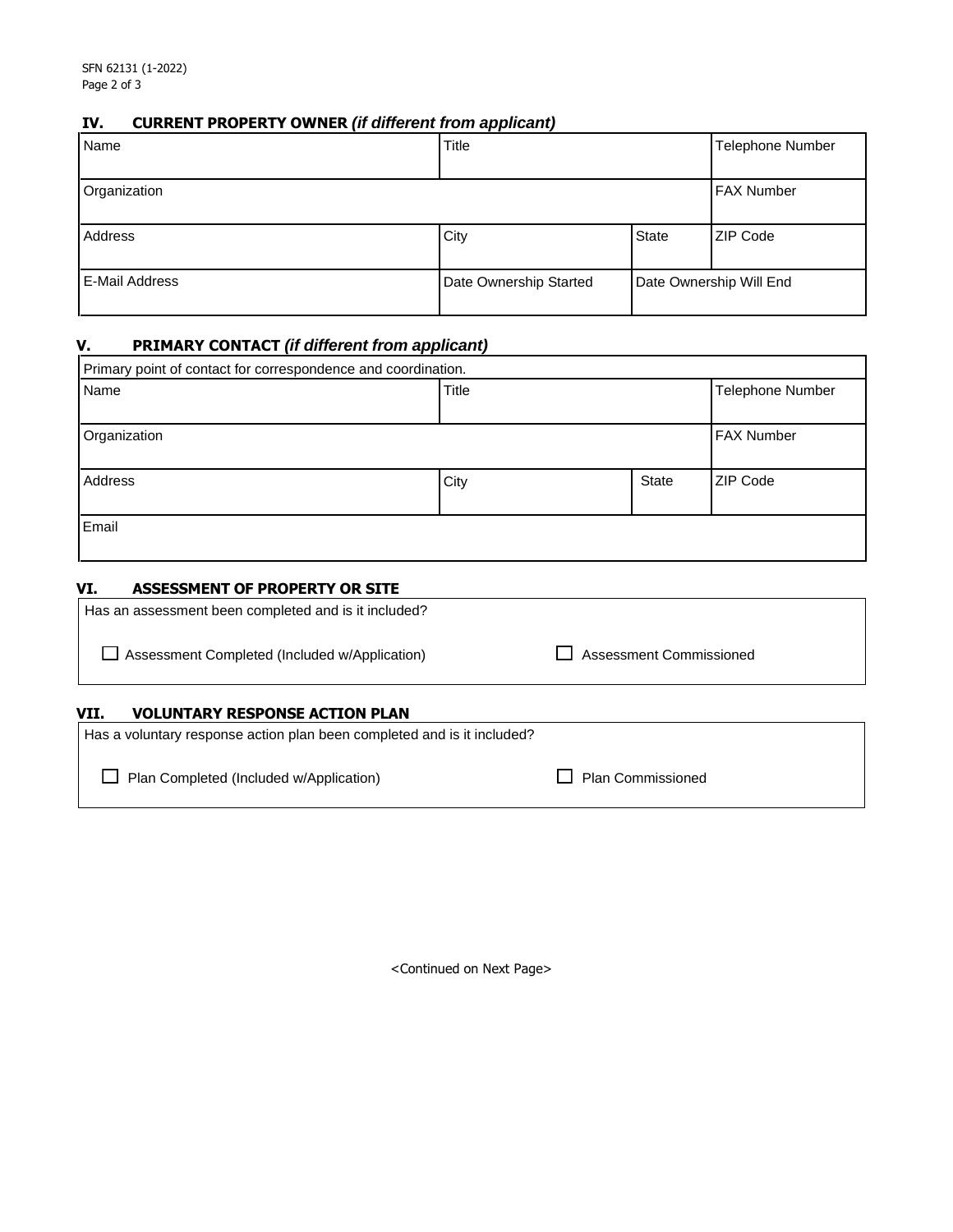## IV. CURRENT PROPERTY OWNER *(if different from applicant)*

| Name | Title | | Telephone Number |
|---|---|---|---|
| Organization | | | FAX Number |
| Address | City | State | ZIP Code |
| E-Mail Address | Date Ownership Started | Date Ownership Will End | |

## V. PRIMARY CONTACT *(if different from applicant)*

Primary point of contact for correspondence and coordination.

| Name | Title | | Telephone Number |
|---|---|---|---|
| Organization | | | FAX Number |
| Address | City | State | ZIP Code |
| Email | | | |

## VI. ASSESSMENT OF PROPERTY OR SITE

Has an assessment been completed and is it included?

☐ Assessment Completed (Included w/Application) ☐ Assessment Commissioned

## VII. VOLUNTARY RESPONSE ACTION PLAN

Has a voluntary response action plan been completed and is it included?

☐ Plan Completed (Included w/Application) ☐ Plan Commissioned

<Continued on Next Page>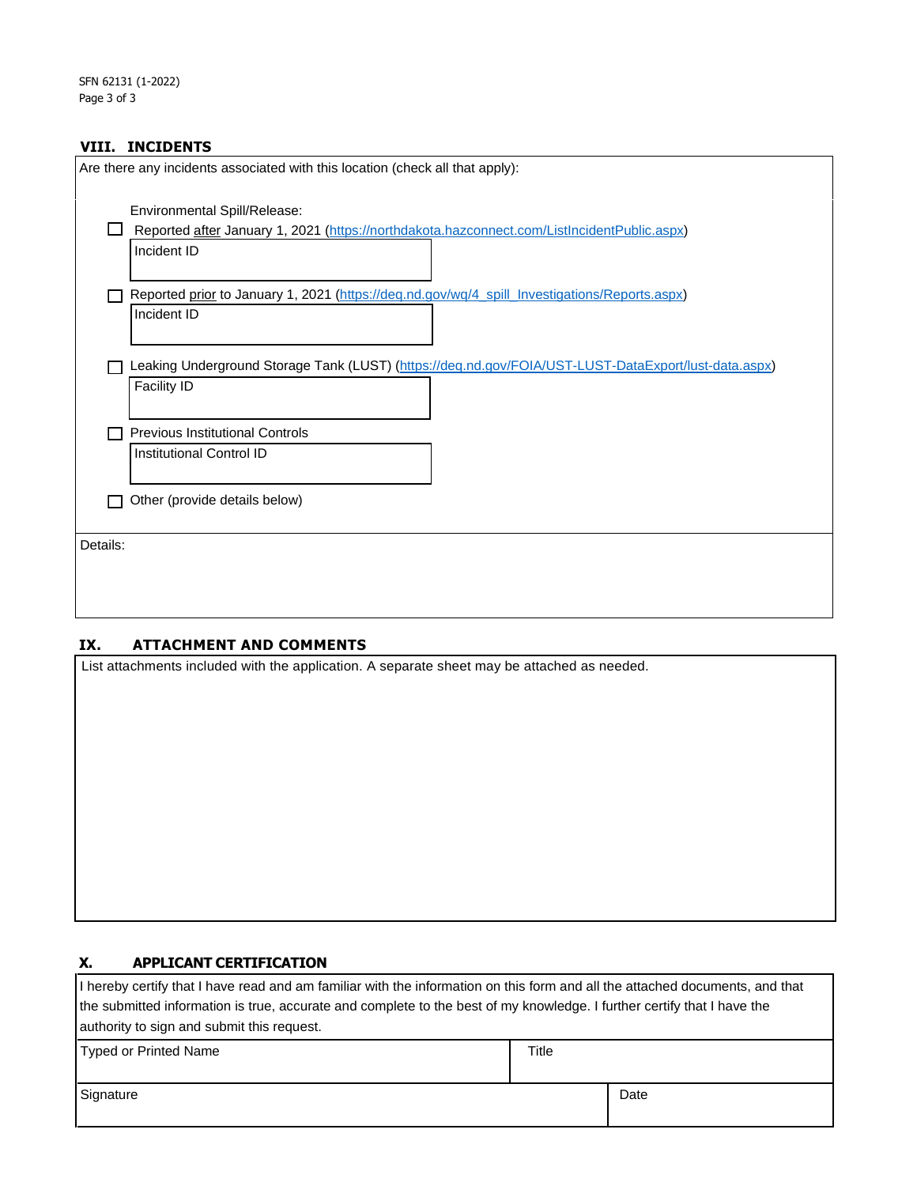## VIII. INCIDENTS

Are there any incidents associated with this location (check all that apply):

Environmental Spill/Release:

☐ Reported after January 1, 2021 (https://northdakota.hazconnect.com/ListIncidentPublic.aspx)

Incident ID

☐ Reported prior to January 1, 2021 (https://deq.nd.gov/wq/4_spill_Investigations/Reports.aspx)

Incident ID

☐ Leaking Underground Storage Tank (LUST) (https://deq.nd.gov/FOIA/UST-LUST-DataExport/lust-data.aspx)

Facility ID

☐ Previous Institutional Controls

Institutional Control ID

☐ Other (provide details below)

Details:

## IX. ATTACHMENT AND COMMENTS

List attachments included with the application. A separate sheet may be attached as needed.

## X. APPLICANT CERTIFICATION

I hereby certify that I have read and am familiar with the information on this form and all the attached documents, and that the submitted information is true, accurate and complete to the best of my knowledge. I further certify that I have the authority to sign and submit this request.

| | |
|---|---|
| Typed or Printed Name | Title |
| Signature | Date |